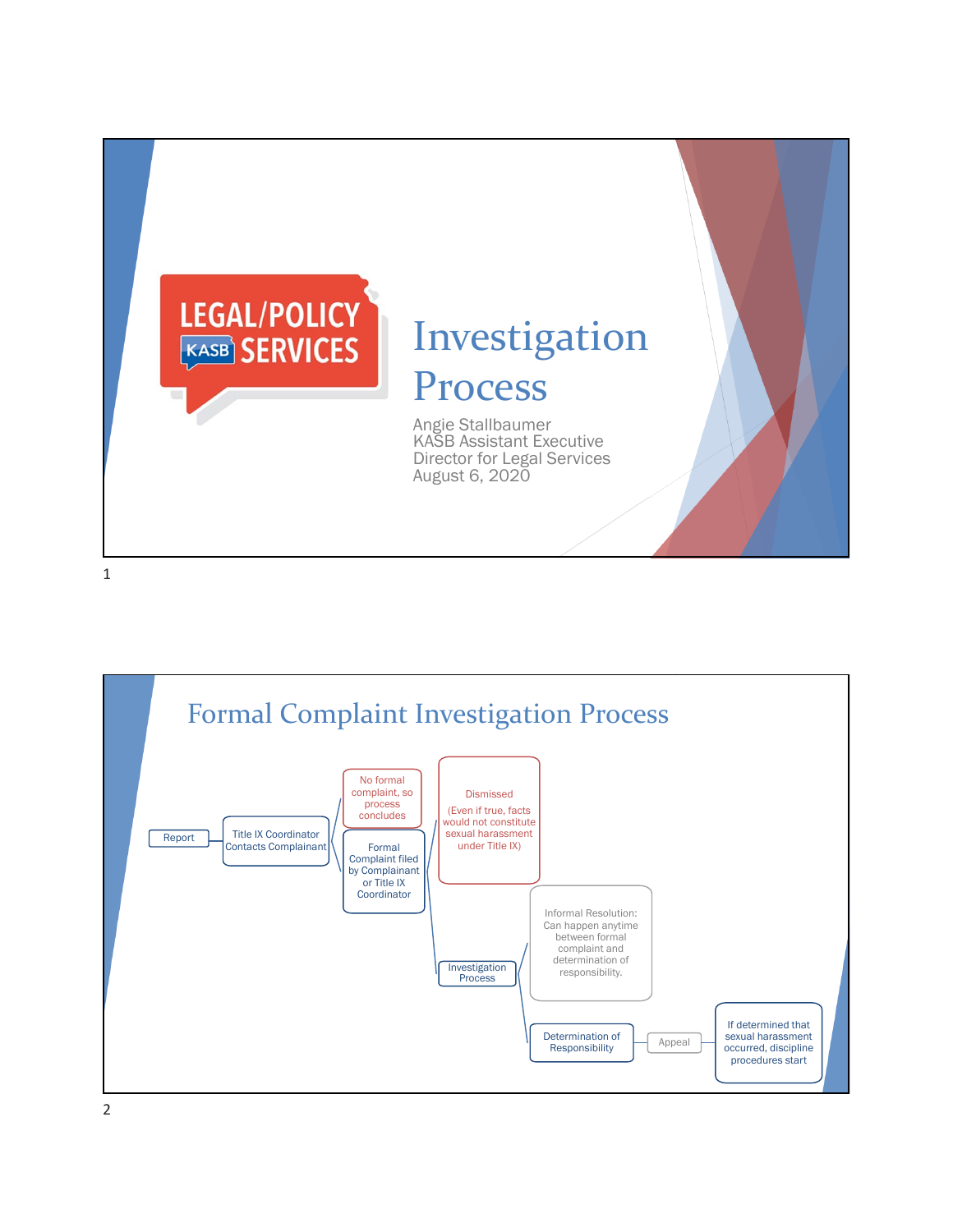# Investigation Process

LEGAL/POLICY KASB SERVICES

Angie Stallbaumer
KASB Assistant Executive Director for Legal Services
August 6, 2020

## Formal Complaint Investigation Process

Report

Title IX Coordinator Contacts Complainant

No formal complaint, so process concludes

Formal Complaint filed by Complainant or Title IX Coordinator

Dismissed (Even if true, facts would not constitute sexual harassment under Title IX)

Investigation Process

Informal Resolution: Can happen anytime between formal complaint and determination of responsibility.

Determination of Responsibility

Appeal

If determined that sexual harassment occurred, discipline procedures start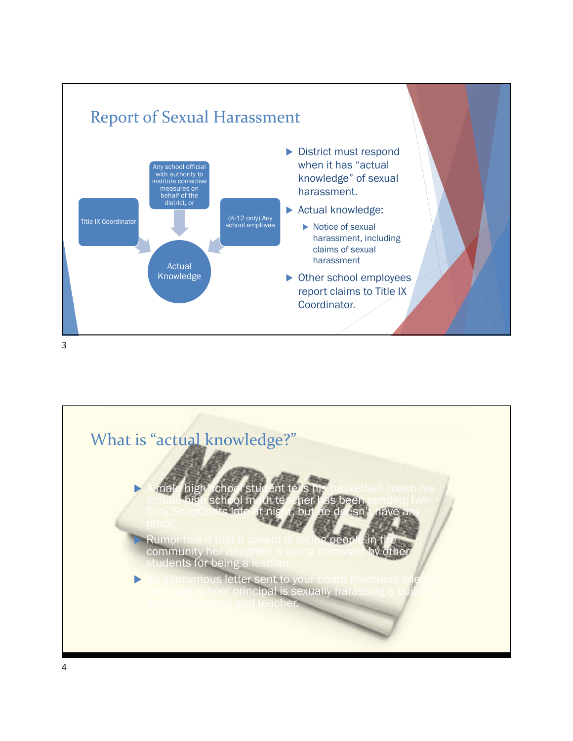## Report of Sexual Harassment

- Title IX Coordinator
- Any school official with authority to institute corrective measures on behalf of the district, or
- (K-12 only) Any school employee

→ Actual Knowledge

- District must respond when it has "actual knowledge" of sexual harassment.
- Actual knowledge:
  - Notice of sexual harassment, including claims of sexual harassment
- Other school employees report claims to Title IX Coordinator.

## What is "actual knowledge?"

- A male high school student tells his basketball coach his female high school math teacher has been sending him flirty SnapChats late at night, but he doesn't have any proof.
- Rumor has it that a parent is telling people in the community her daughter is being harassed by other students for being a lesbian.
- An anonymous letter sent to your board members alleges your high school principal is sexually harassing a building paraprofessional and teacher.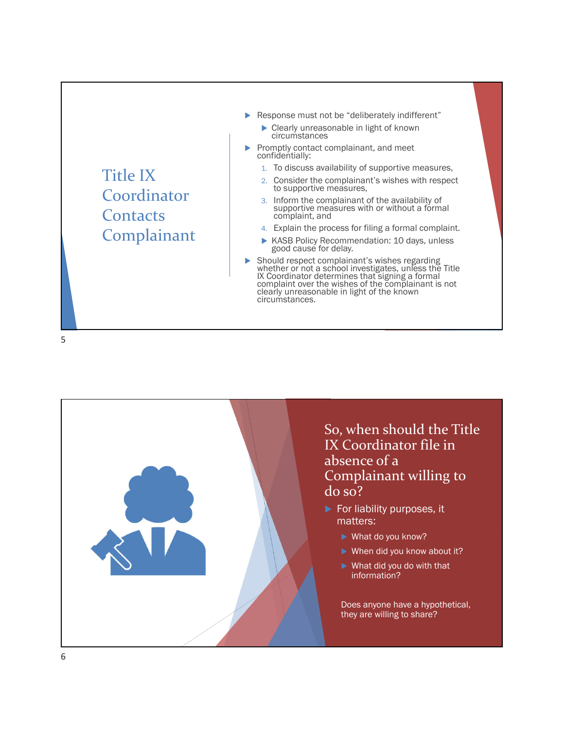## Title IX Coordinator Contacts Complainant

- Response must not be "deliberately indifferent"
  - Clearly unreasonable in light of known circumstances
- Promptly contact complainant, and meet confidentially:
  1. To discuss availability of supportive measures,
  2. Consider the complainant's wishes with respect to supportive measures,
  3. Inform the complainant of the availability of supportive measures with or without a formal complaint, and
  4. Explain the process for filing a formal complaint.
  - KASB Policy Recommendation: 10 days, unless good cause for delay.
- Should respect complainant's wishes regarding whether or not a school investigates, unless the Title IX Coordinator determines that signing a formal complaint over the wishes of the complainant is not clearly unreasonable in light of the known circumstances.

## So, when should the Title IX Coordinator file in absence of a Complainant willing to do so?

- For liability purposes, it matters:
  - What do you know?
  - When did you know about it?
  - What did you do with that information?

Does anyone have a hypothetical, they are willing to share?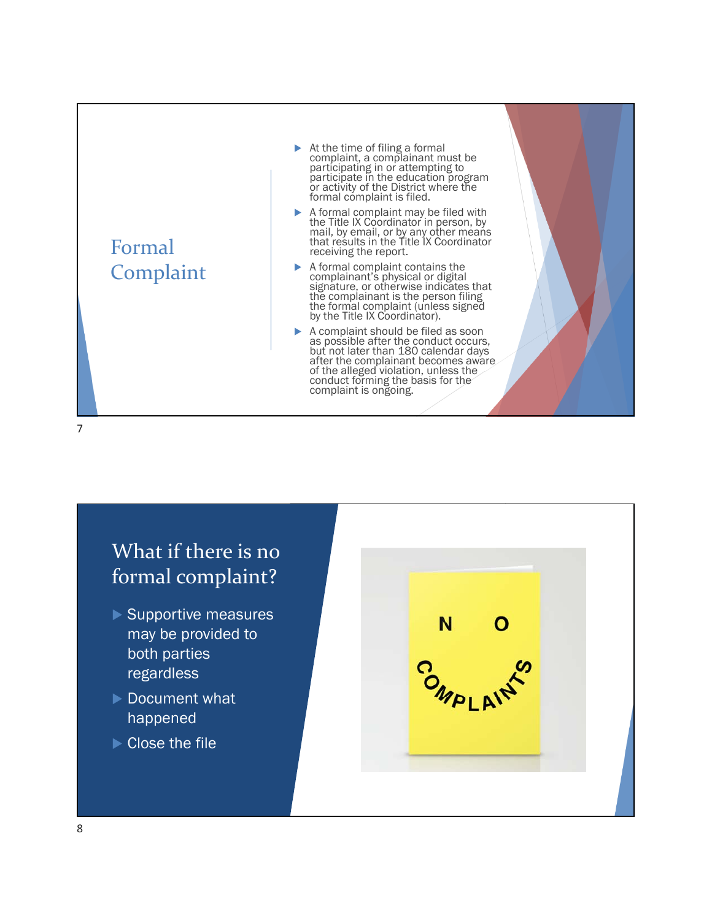## Formal Complaint

- At the time of filing a formal complaint, a complainant must be participating in or attempting to participate in the education program or activity of the District where the formal complaint is filed.
- A formal complaint may be filed with the Title IX Coordinator in person, by mail, by email, or by any other means that results in the Title IX Coordinator receiving the report.
- A formal complaint contains the complainant's physical or digital signature, or otherwise indicates that the complainant is the person filing the formal complaint (unless signed by the Title IX Coordinator).
- A complaint should be filed as soon as possible after the conduct occurs, but not later than 180 calendar days after the complainant becomes aware of the alleged violation, unless the conduct forming the basis for the complaint is ongoing.

## What if there is no formal complaint?

- Supportive measures may be provided to both parties regardless
- Document what happened
- Close the file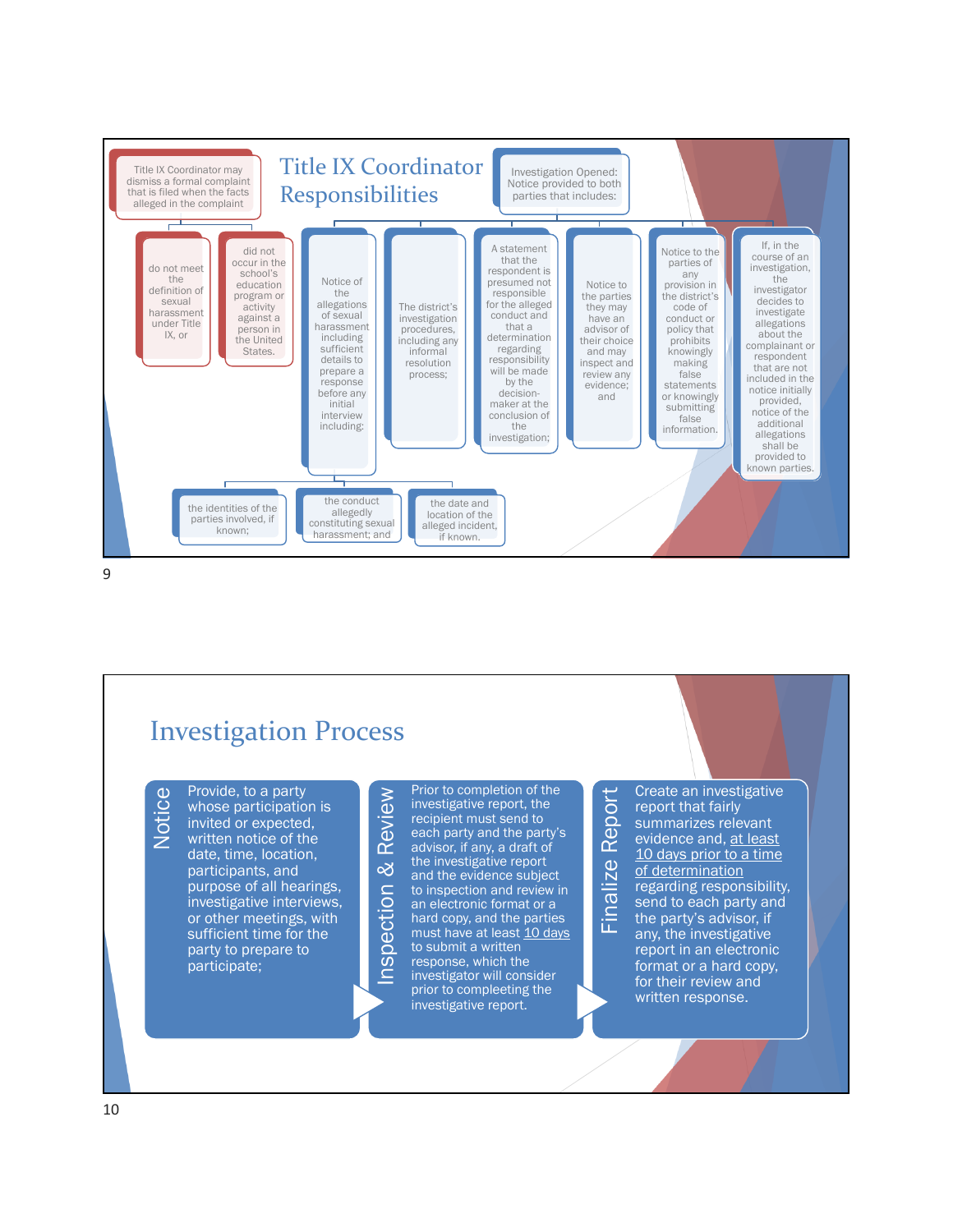## Title IX Coordinator Responsibilities

Title IX Coordinator may dismiss a formal complaint that is filed when the facts alleged in the complaint

- do not meet the definition of sexual harassment under Title IX, or
- did not occur in the school's education program or activity against a person in the United States.

Investigation Opened: Notice provided to both parties that includes:

- Notice of the allegations of sexual harassment including sufficient details to prepare a response before any initial interview including:
  - the identities of the parties involved, if known;
  - the conduct allegedly constituting sexual harassment; and
  - the date and location of the alleged incident, if known.
- The district's investigation procedures, including any informal resolution process;
- A statement that the respondent is presumed not responsible for the alleged conduct and that a determination regarding responsibility will be made by the decision-maker at the conclusion of the investigation;
- Notice to the parties they may have an advisor of their choice and may inspect and review any evidence; and
- Notice to the parties of any provision in the district's code of conduct or policy that prohibits knowingly making false statements or knowingly submitting false information.
- If, in the course of an investigation, the investigator decides to investigate allegations about the complainant or respondent that are not included in the notice initially provided, notice of the additional allegations shall be provided to known parties.

## Investigation Process

**Notice**

Provide, to a party whose participation is invited or expected, written notice of the date, time, location, participants, and purpose of all hearings, investigative interviews, or other meetings, with sufficient time for the party to prepare to participate;

**Inspection & Review**

Prior to completion of the investigative report, the recipient must send to each party and the party's advisor, if any, a draft of the investigative report and the evidence subject to inspection and review in an electronic format or a hard copy, and the parties must have at least 10 days to submit a written response, which the investigator will consider prior to compleeting the investigative report.

**Finalize Report**

Create an investigative report that fairly summarizes relevant evidence and, at least 10 days prior to a time of determination regarding responsibility, send to each party and the party's advisor, if any, the investigative report in an electronic format or a hard copy, for their review and written response.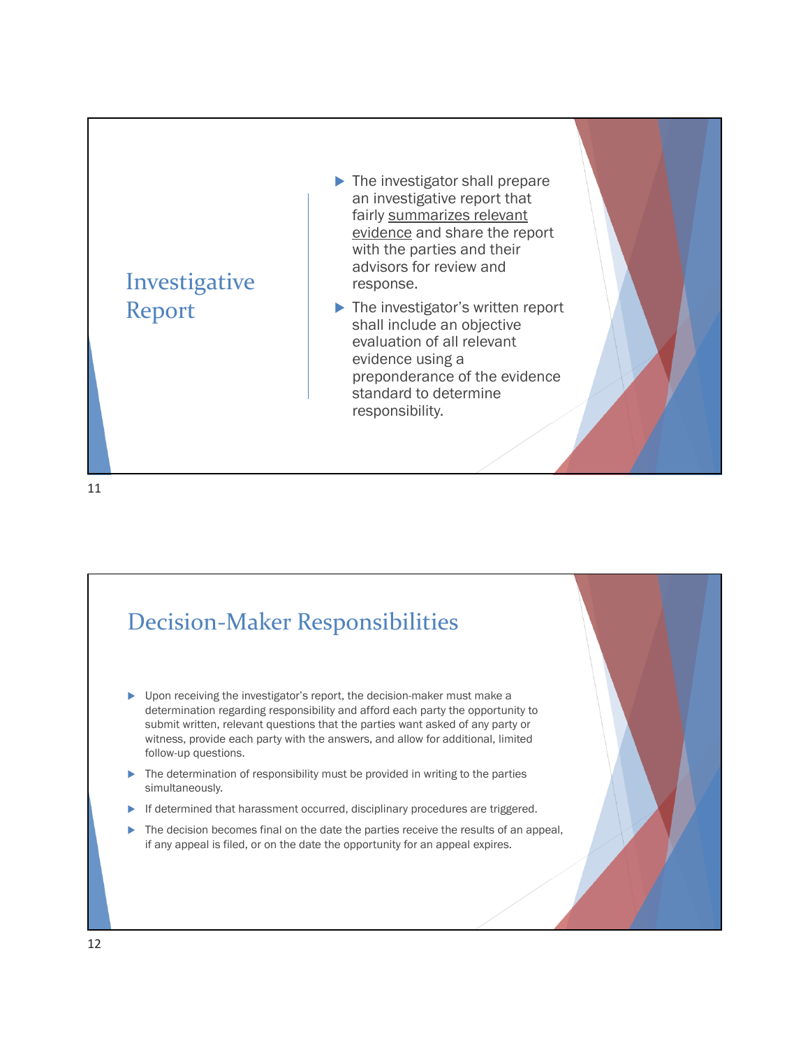## Investigative Report

- The investigator shall prepare an investigative report that fairly <u>summarizes relevant evidence</u> and share the report with the parties and their advisors for review and response.
- The investigator's written report shall include an objective evaluation of all relevant evidence using a preponderance of the evidence standard to determine responsibility.

## Decision-Maker Responsibilities

- Upon receiving the investigator's report, the decision-maker must make a determination regarding responsibility and afford each party the opportunity to submit written, relevant questions that the parties want asked of any party or witness, provide each party with the answers, and allow for additional, limited follow-up questions.
- The determination of responsibility must be provided in writing to the parties simultaneously.
- If determined that harassment occurred, disciplinary procedures are triggered.
- The decision becomes final on the date the parties receive the results of an appeal, if any appeal is filed, or on the date the opportunity for an appeal expires.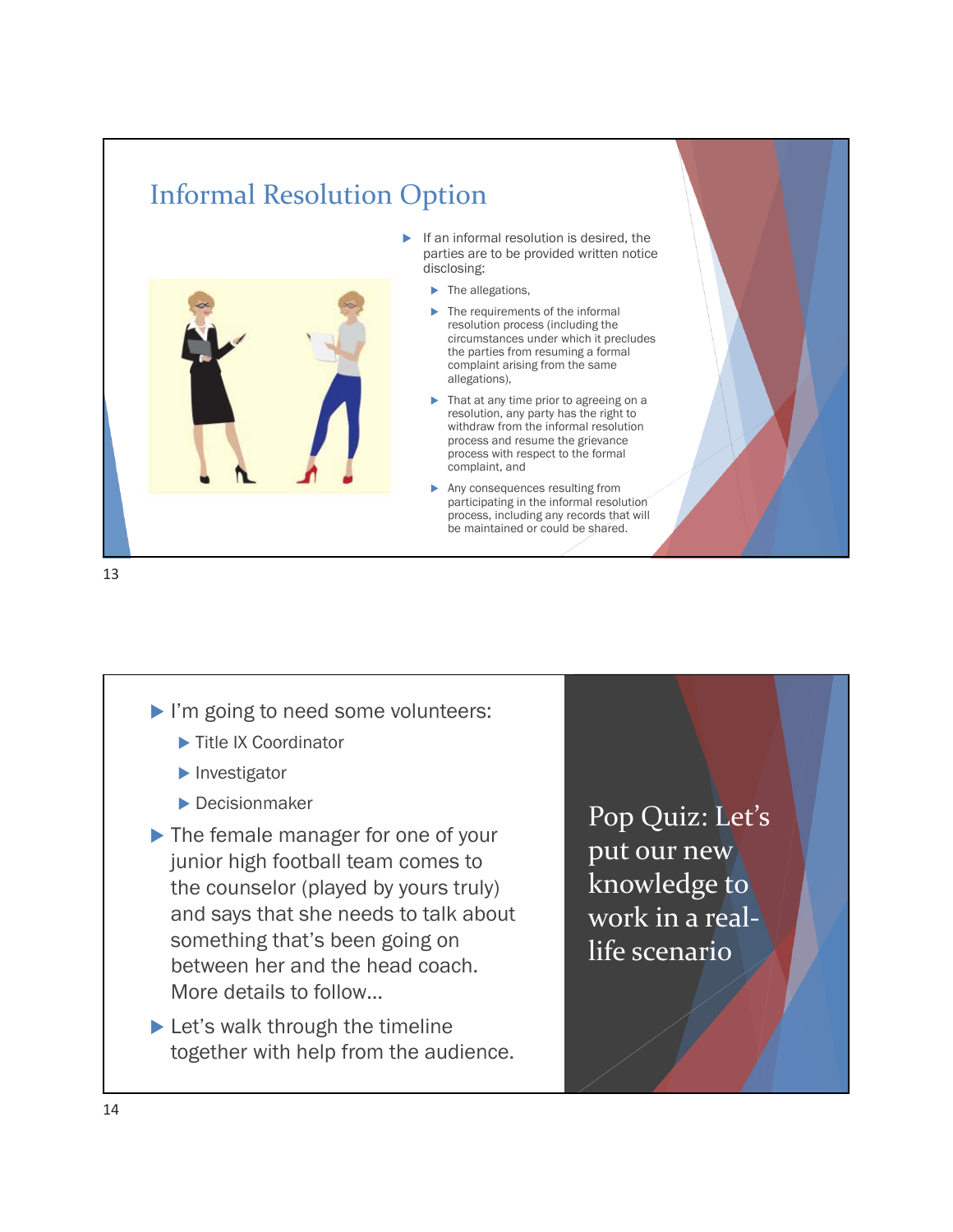## Informal Resolution Option

- If an informal resolution is desired, the parties are to be provided written notice disclosing:
  - The allegations,
  - The requirements of the informal resolution process (including the circumstances under which it precludes the parties from resuming a formal complaint arising from the same allegations),
  - That at any time prior to agreeing on a resolution, any party has the right to withdraw from the informal resolution process and resume the grievance process with respect to the formal complaint, and
  - Any consequences resulting from participating in the informal resolution process, including any records that will be maintained or could be shared.

## Pop Quiz: Let's put our new knowledge to work in a real-life scenario

- I'm going to need some volunteers:
  - Title IX Coordinator
  - Investigator
  - Decisionmaker
- The female manager for one of your junior high football team comes to the counselor (played by yours truly) and says that she needs to talk about something that's been going on between her and the head coach. More details to follow…
- Let's walk through the timeline together with help from the audience.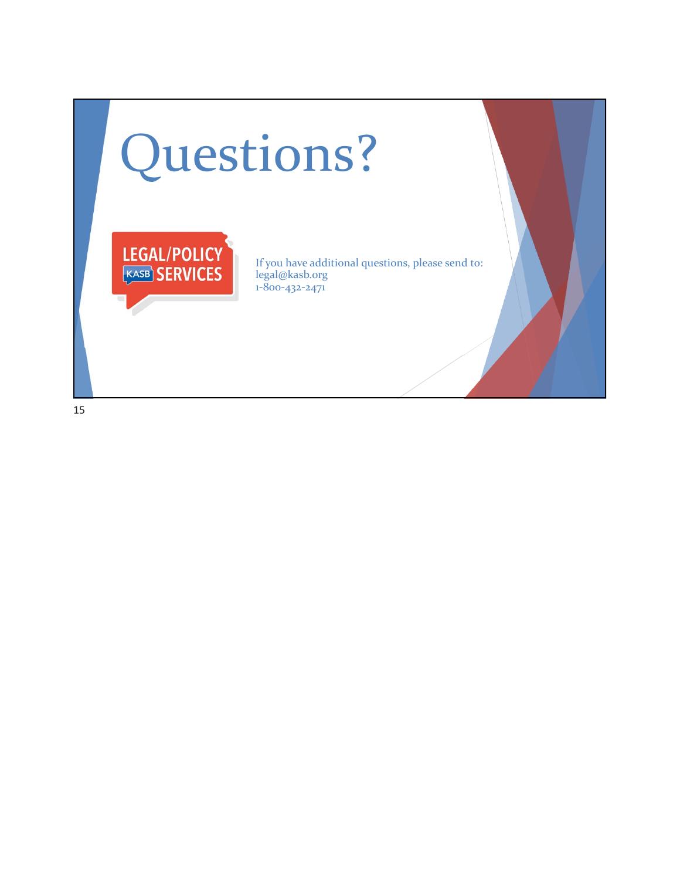# Questions?

LEGAL/POLICY
KASB SERVICES

If you have additional questions, please send to:
legal@kasb.org
1-800-432-2471